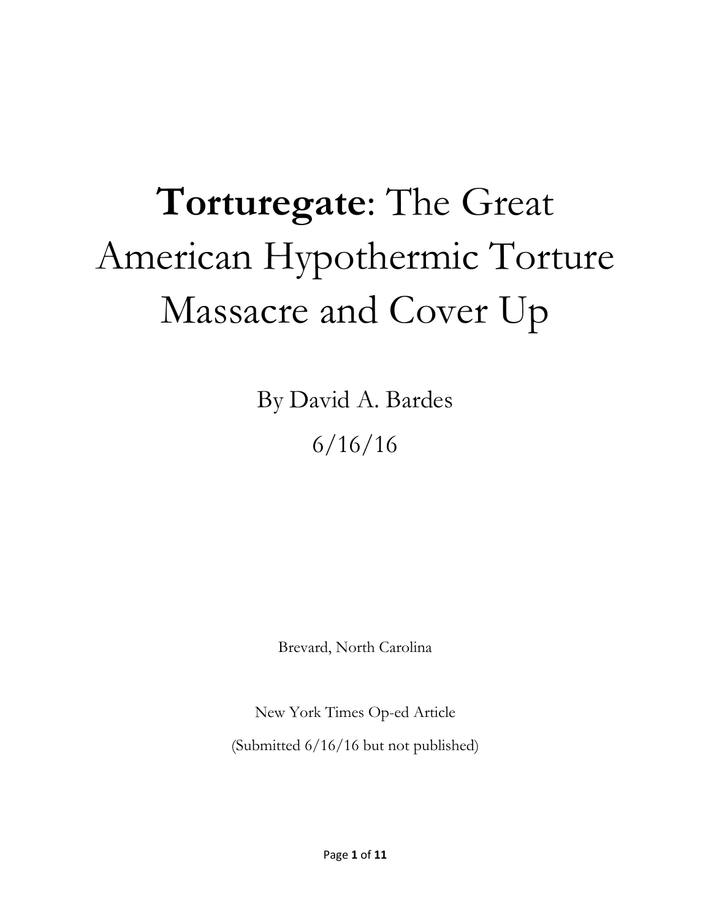# **Torturegate**: The Great American Hypothermic Torture Massacre and Cover Up

By David A. Bardes

6/16/16

Brevard, North Carolina

New York Times Op-ed Article

(Submitted 6/16/16 but not published)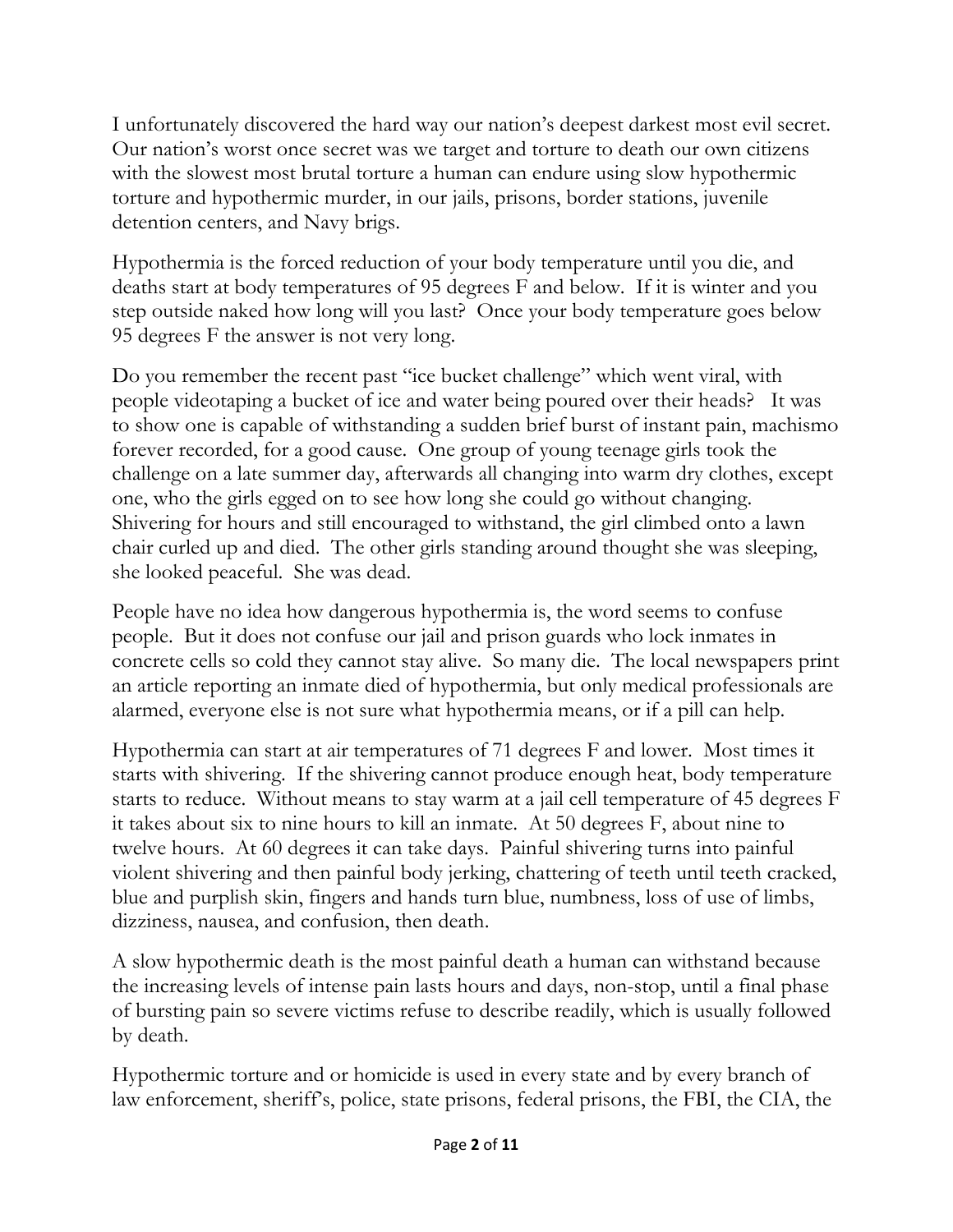I unfortunately discovered the hard way our nation's deepest darkest most evil secret. Our nation's worst once secret was we target and torture to death our own citizens with the slowest most brutal torture a human can endure using slow hypothermic torture and hypothermic murder, in our jails, prisons, border stations, juvenile detention centers, and Navy brigs.

Hypothermia is the forced reduction of your body temperature until you die, and deaths start at body temperatures of 95 degrees F and below. If it is winter and you step outside naked how long will you last? Once your body temperature goes below 95 degrees F the answer is not very long.

Do you remember the recent past "ice bucket challenge" which went viral, with people videotaping a bucket of ice and water being poured over their heads? It was to show one is capable of withstanding a sudden brief burst of instant pain, machismo forever recorded, for a good cause. One group of young teenage girls took the challenge on a late summer day, afterwards all changing into warm dry clothes, except one, who the girls egged on to see how long she could go without changing. Shivering for hours and still encouraged to withstand, the girl climbed onto a lawn chair curled up and died. The other girls standing around thought she was sleeping, she looked peaceful. She was dead.

People have no idea how dangerous hypothermia is, the word seems to confuse people. But it does not confuse our jail and prison guards who lock inmates in concrete cells so cold they cannot stay alive. So many die. The local newspapers print an article reporting an inmate died of hypothermia, but only medical professionals are alarmed, everyone else is not sure what hypothermia means, or if a pill can help.

Hypothermia can start at air temperatures of 71 degrees F and lower. Most times it starts with shivering. If the shivering cannot produce enough heat, body temperature starts to reduce. Without means to stay warm at a jail cell temperature of 45 degrees F it takes about six to nine hours to kill an inmate. At 50 degrees F, about nine to twelve hours. At 60 degrees it can take days. Painful shivering turns into painful violent shivering and then painful body jerking, chattering of teeth until teeth cracked, blue and purplish skin, fingers and hands turn blue, numbness, loss of use of limbs, dizziness, nausea, and confusion, then death.

A slow hypothermic death is the most painful death a human can withstand because the increasing levels of intense pain lasts hours and days, non-stop, until a final phase of bursting pain so severe victims refuse to describe readily, which is usually followed by death.

Hypothermic torture and or homicide is used in every state and by every branch of law enforcement, sheriff's, police, state prisons, federal prisons, the FBI, the CIA, the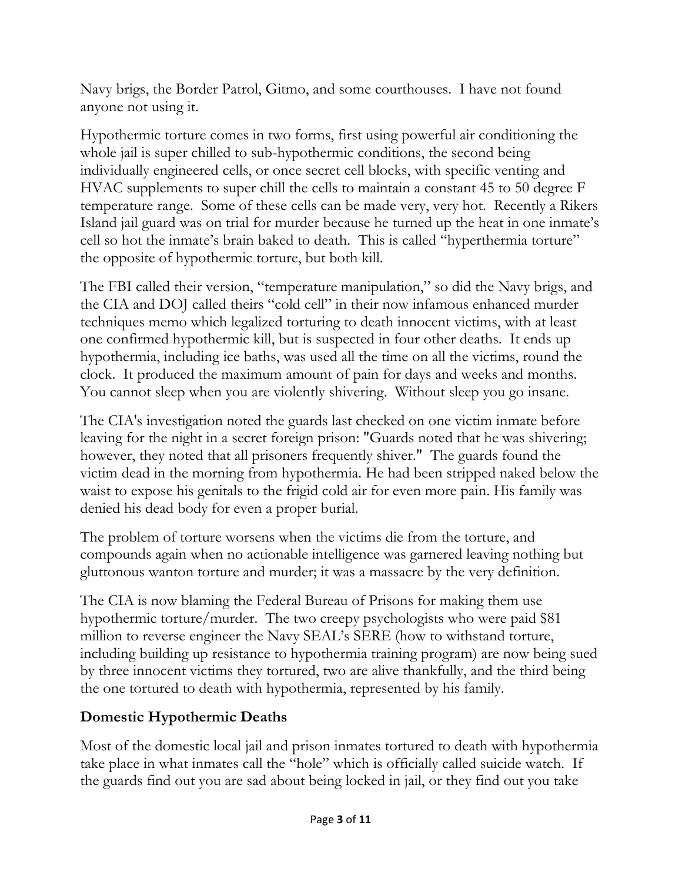Navy brigs, the Border Patrol, Gitmo, and some courthouses. I have not found anyone not using it.

Hypothermic torture comes in two forms, first using powerful air conditioning the whole jail is super chilled to sub-hypothermic conditions, the second being individually engineered cells, or once secret cell blocks, with specific venting and HVAC supplements to super chill the cells to maintain a constant 45 to 50 degree F temperature range. Some of these cells can be made very, very hot. Recently a Rikers Island jail guard was on trial for murder because he turned up the heat in one inmate's cell so hot the inmate's brain baked to death. This is called "hyperthermia torture" the opposite of hypothermic torture, but both kill.

The FBI called their version, "temperature manipulation," so did the Navy brigs, and the CIA and DOJ called theirs "cold cell" in their now infamous enhanced murder techniques memo which legalized torturing to death innocent victims, with at least one confirmed hypothermic kill, but is suspected in four other deaths. It ends up hypothermia, including ice baths, was used all the time on all the victims, round the clock. It produced the maximum amount of pain for days and weeks and months. You cannot sleep when you are violently shivering. Without sleep you go insane.

The CIA's investigation noted the guards last checked on one victim inmate before leaving for the night in a secret foreign prison: "Guards noted that he was shivering; however, they noted that all prisoners frequently shiver." The guards found the victim dead in the morning from hypothermia. He had been stripped naked below the waist to expose his genitals to the frigid cold air for even more pain. His family was denied his dead body for even a proper burial.

The problem of torture worsens when the victims die from the torture, and compounds again when no actionable intelligence was garnered leaving nothing but gluttonous wanton torture and murder; it was a massacre by the very definition.

The CIA is now blaming the Federal Bureau of Prisons for making them use hypothermic torture/murder. The two creepy psychologists who were paid $81 million to reverse engineer the Navy SEAL's SERE (how to withstand torture, including building up resistance to hypothermia training program) are now being sued by three innocent victims they tortured, two are alive thankfully, and the third being the one tortured to death with hypothermia, represented by his family.

## Domestic Hypothermic Deaths

Most of the domestic local jail and prison inmates tortured to death with hypothermia take place in what inmates call the "hole" which is officially called suicide watch. If the guards find out you are sad about being locked in jail, or they find out you take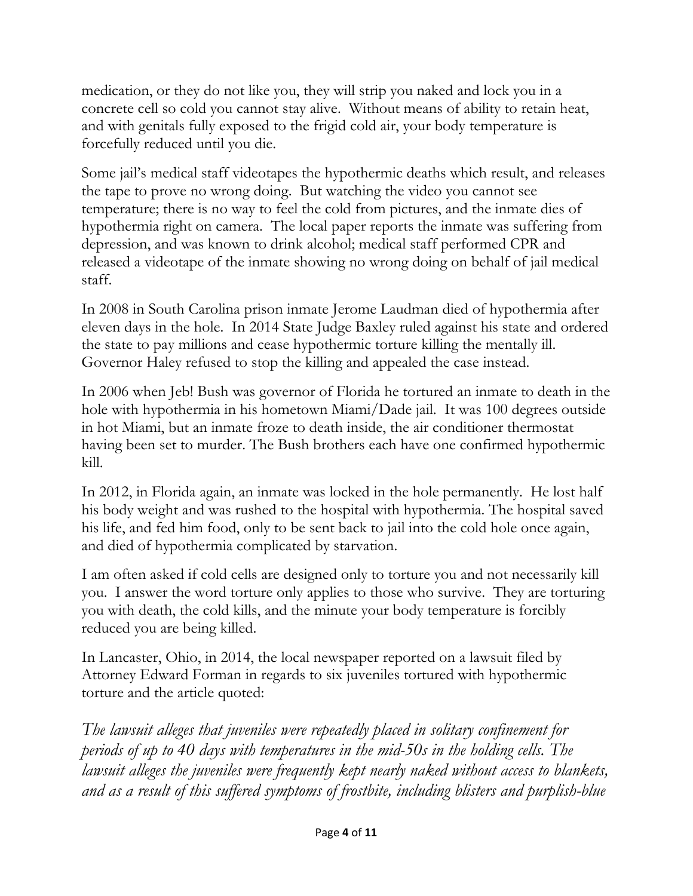medication, or they do not like you, they will strip you naked and lock you in a concrete cell so cold you cannot stay alive. Without means of ability to retain heat, and with genitals fully exposed to the frigid cold air, your body temperature is forcefully reduced until you die.

Some jail's medical staff videotapes the hypothermic deaths which result, and releases the tape to prove no wrong doing. But watching the video you cannot see temperature; there is no way to feel the cold from pictures, and the inmate dies of hypothermia right on camera. The local paper reports the inmate was suffering from depression, and was known to drink alcohol; medical staff performed CPR and released a videotape of the inmate showing no wrong doing on behalf of jail medical staff.

In 2008 in South Carolina prison inmate Jerome Laudman died of hypothermia after eleven days in the hole. In 2014 State Judge Baxley ruled against his state and ordered the state to pay millions and cease hypothermic torture killing the mentally ill. Governor Haley refused to stop the killing and appealed the case instead.

In 2006 when Jeb! Bush was governor of Florida he tortured an inmate to death in the hole with hypothermia in his hometown Miami/Dade jail. It was 100 degrees outside in hot Miami, but an inmate froze to death inside, the air conditioner thermostat having been set to murder. The Bush brothers each have one confirmed hypothermic kill.

In 2012, in Florida again, an inmate was locked in the hole permanently. He lost half his body weight and was rushed to the hospital with hypothermia. The hospital saved his life, and fed him food, only to be sent back to jail into the cold hole once again, and died of hypothermia complicated by starvation.

I am often asked if cold cells are designed only to torture you and not necessarily kill you. I answer the word torture only applies to those who survive. They are torturing you with death, the cold kills, and the minute your body temperature is forcibly reduced you are being killed.

In Lancaster, Ohio, in 2014, the local newspaper reported on a lawsuit filed by Attorney Edward Forman in regards to six juveniles tortured with hypothermic torture and the article quoted:

*The lawsuit alleges that juveniles were repeatedly placed in solitary confinement for periods of up to 40 days with temperatures in the mid-50s in the holding cells. The lawsuit alleges the juveniles were frequently kept nearly naked without access to blankets, and as a result of this suffered symptoms of frostbite, including blisters and purplish-blue*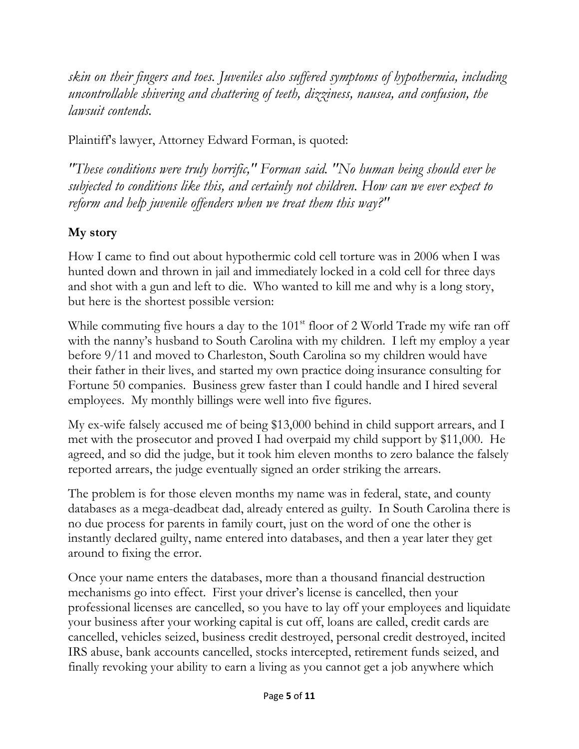*skin on their fingers and toes. Juveniles also suffered symptoms of hypothermia, including uncontrollable shivering and chattering of teeth, dizziness, nausea, and confusion, the lawsuit contends.*

Plaintiff's lawyer, Attorney Edward Forman, is quoted:

*"These conditions were truly horrific," Forman said. "No human being should ever be subjected to conditions like this, and certainly not children. How can we ever expect to reform and help juvenile offenders when we treat them this way?"*

**My story**

How I came to find out about hypothermic cold cell torture was in 2006 when I was hunted down and thrown in jail and immediately locked in a cold cell for three days and shot with a gun and left to die. Who wanted to kill me and why is a long story, but here is the shortest possible version:

While commuting five hours a day to the 101st floor of 2 World Trade my wife ran off with the nanny's husband to South Carolina with my children. I left my employ a year before 9/11 and moved to Charleston, South Carolina so my children would have their father in their lives, and started my own practice doing insurance consulting for Fortune 50 companies. Business grew faster than I could handle and I hired several employees. My monthly billings were well into five figures.

My ex-wife falsely accused me of being $13,000 behind in child support arrears, and I met with the prosecutor and proved I had overpaid my child support by $11,000. He agreed, and so did the judge, but it took him eleven months to zero balance the falsely reported arrears, the judge eventually signed an order striking the arrears.

The problem is for those eleven months my name was in federal, state, and county databases as a mega-deadbeat dad, already entered as guilty. In South Carolina there is no due process for parents in family court, just on the word of one the other is instantly declared guilty, name entered into databases, and then a year later they get around to fixing the error.

Once your name enters the databases, more than a thousand financial destruction mechanisms go into effect. First your driver's license is cancelled, then your professional licenses are cancelled, so you have to lay off your employees and liquidate your business after your working capital is cut off, loans are called, credit cards are cancelled, vehicles seized, business credit destroyed, personal credit destroyed, incited IRS abuse, bank accounts cancelled, stocks intercepted, retirement funds seized, and finally revoking your ability to earn a living as you cannot get a job anywhere which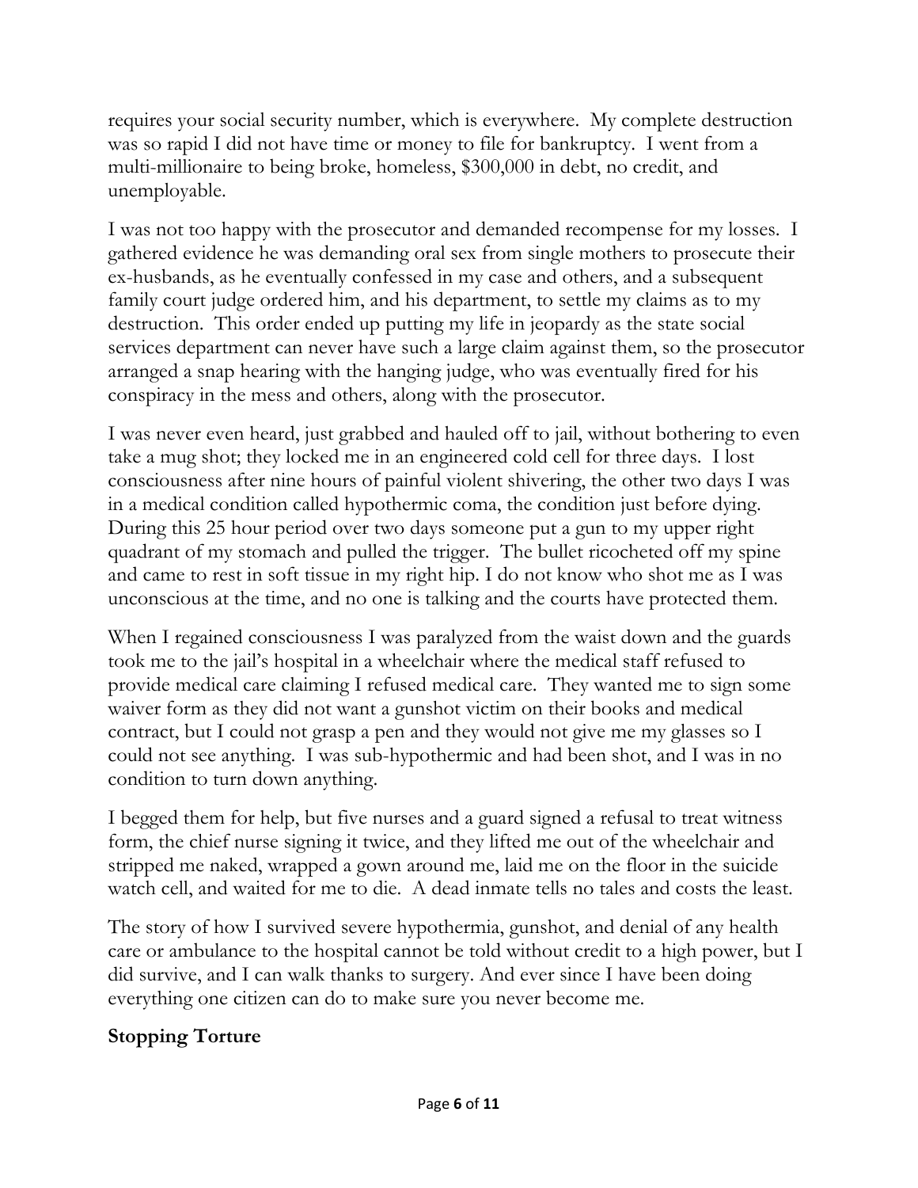requires your social security number, which is everywhere. My complete destruction was so rapid I did not have time or money to file for bankruptcy. I went from a multi-millionaire to being broke, homeless, $300,000 in debt, no credit, and unemployable.

I was not too happy with the prosecutor and demanded recompense for my losses. I gathered evidence he was demanding oral sex from single mothers to prosecute their ex-husbands, as he eventually confessed in my case and others, and a subsequent family court judge ordered him, and his department, to settle my claims as to my destruction. This order ended up putting my life in jeopardy as the state social services department can never have such a large claim against them, so the prosecutor arranged a snap hearing with the hanging judge, who was eventually fired for his conspiracy in the mess and others, along with the prosecutor.

I was never even heard, just grabbed and hauled off to jail, without bothering to even take a mug shot; they locked me in an engineered cold cell for three days. I lost consciousness after nine hours of painful violent shivering, the other two days I was in a medical condition called hypothermic coma, the condition just before dying. During this 25 hour period over two days someone put a gun to my upper right quadrant of my stomach and pulled the trigger. The bullet ricocheted off my spine and came to rest in soft tissue in my right hip. I do not know who shot me as I was unconscious at the time, and no one is talking and the courts have protected them.

When I regained consciousness I was paralyzed from the waist down and the guards took me to the jail's hospital in a wheelchair where the medical staff refused to provide medical care claiming I refused medical care. They wanted me to sign some waiver form as they did not want a gunshot victim on their books and medical contract, but I could not grasp a pen and they would not give me my glasses so I could not see anything. I was sub-hypothermic and had been shot, and I was in no condition to turn down anything.

I begged them for help, but five nurses and a guard signed a refusal to treat witness form, the chief nurse signing it twice, and they lifted me out of the wheelchair and stripped me naked, wrapped a gown around me, laid me on the floor in the suicide watch cell, and waited for me to die. A dead inmate tells no tales and costs the least.

The story of how I survived severe hypothermia, gunshot, and denial of any health care or ambulance to the hospital cannot be told without credit to a high power, but I did survive, and I can walk thanks to surgery. And ever since I have been doing everything one citizen can do to make sure you never become me.

## Stopping Torture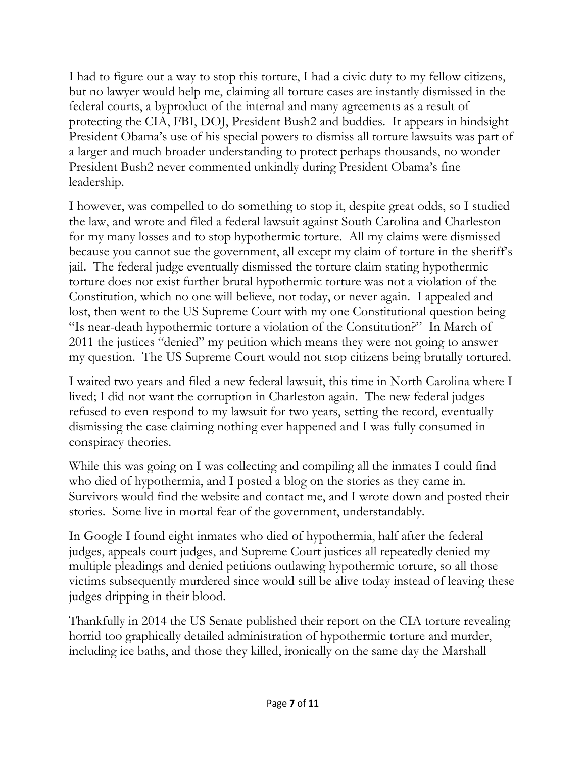I had to figure out a way to stop this torture, I had a civic duty to my fellow citizens, but no lawyer would help me, claiming all torture cases are instantly dismissed in the federal courts, a byproduct of the internal and many agreements as a result of protecting the CIA, FBI, DOJ, President Bush2 and buddies. It appears in hindsight President Obama's use of his special powers to dismiss all torture lawsuits was part of a larger and much broader understanding to protect perhaps thousands, no wonder President Bush2 never commented unkindly during President Obama's fine leadership.

I however, was compelled to do something to stop it, despite great odds, so I studied the law, and wrote and filed a federal lawsuit against South Carolina and Charleston for my many losses and to stop hypothermic torture. All my claims were dismissed because you cannot sue the government, all except my claim of torture in the sheriff's jail. The federal judge eventually dismissed the torture claim stating hypothermic torture does not exist further brutal hypothermic torture was not a violation of the Constitution, which no one will believe, not today, or never again. I appealed and lost, then went to the US Supreme Court with my one Constitutional question being "Is near-death hypothermic torture a violation of the Constitution?" In March of 2011 the justices "denied" my petition which means they were not going to answer my question. The US Supreme Court would not stop citizens being brutally tortured.

I waited two years and filed a new federal lawsuit, this time in North Carolina where I lived; I did not want the corruption in Charleston again. The new federal judges refused to even respond to my lawsuit for two years, setting the record, eventually dismissing the case claiming nothing ever happened and I was fully consumed in conspiracy theories.

While this was going on I was collecting and compiling all the inmates I could find who died of hypothermia, and I posted a blog on the stories as they came in. Survivors would find the website and contact me, and I wrote down and posted their stories. Some live in mortal fear of the government, understandably.

In Google I found eight inmates who died of hypothermia, half after the federal judges, appeals court judges, and Supreme Court justices all repeatedly denied my multiple pleadings and denied petitions outlawing hypothermic torture, so all those victims subsequently murdered since would still be alive today instead of leaving these judges dripping in their blood.

Thankfully in 2014 the US Senate published their report on the CIA torture revealing horrid too graphically detailed administration of hypothermic torture and murder, including ice baths, and those they killed, ironically on the same day the Marshall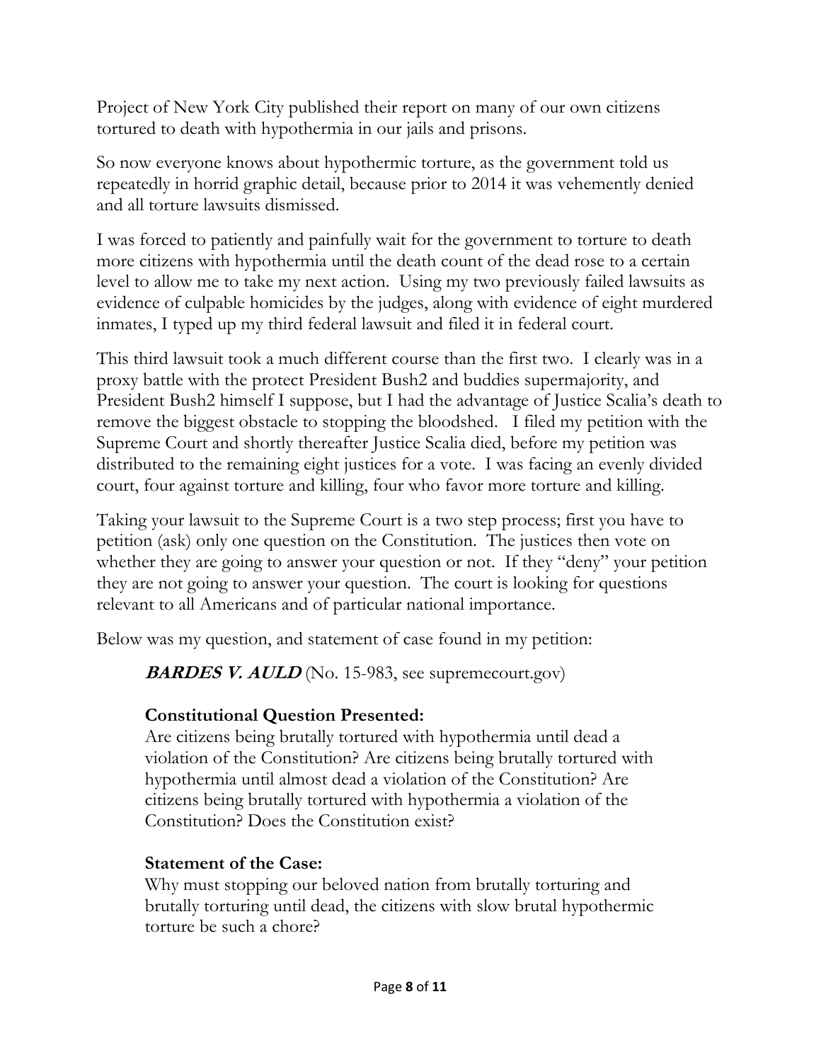Project of New York City published their report on many of our own citizens tortured to death with hypothermia in our jails and prisons.

So now everyone knows about hypothermic torture, as the government told us repeatedly in horrid graphic detail, because prior to 2014 it was vehemently denied and all torture lawsuits dismissed.

I was forced to patiently and painfully wait for the government to torture to death more citizens with hypothermia until the death count of the dead rose to a certain level to allow me to take my next action. Using my two previously failed lawsuits as evidence of culpable homicides by the judges, along with evidence of eight murdered inmates, I typed up my third federal lawsuit and filed it in federal court.

This third lawsuit took a much different course than the first two. I clearly was in a proxy battle with the protect President Bush2 and buddies supermajority, and President Bush2 himself I suppose, but I had the advantage of Justice Scalia's death to remove the biggest obstacle to stopping the bloodshed. I filed my petition with the Supreme Court and shortly thereafter Justice Scalia died, before my petition was distributed to the remaining eight justices for a vote. I was facing an evenly divided court, four against torture and killing, four who favor more torture and killing.

Taking your lawsuit to the Supreme Court is a two step process; first you have to petition (ask) only one question on the Constitution. The justices then vote on whether they are going to answer your question or not. If they "deny" your petition they are not going to answer your question. The court is looking for questions relevant to all Americans and of particular national importance.

Below was my question, and statement of case found in my petition:

> ***BARDES V. AULD*** (No. 15-983, see supremecourt.gov)
>
> **Constitutional Question Presented:**
> Are citizens being brutally tortured with hypothermia until dead a violation of the Constitution? Are citizens being brutally tortured with hypothermia until almost dead a violation of the Constitution? Are citizens being brutally tortured with hypothermia a violation of the Constitution? Does the Constitution exist?
>
> **Statement of the Case:**
> Why must stopping our beloved nation from brutally torturing and brutally torturing until dead, the citizens with slow brutal hypothermic torture be such a chore?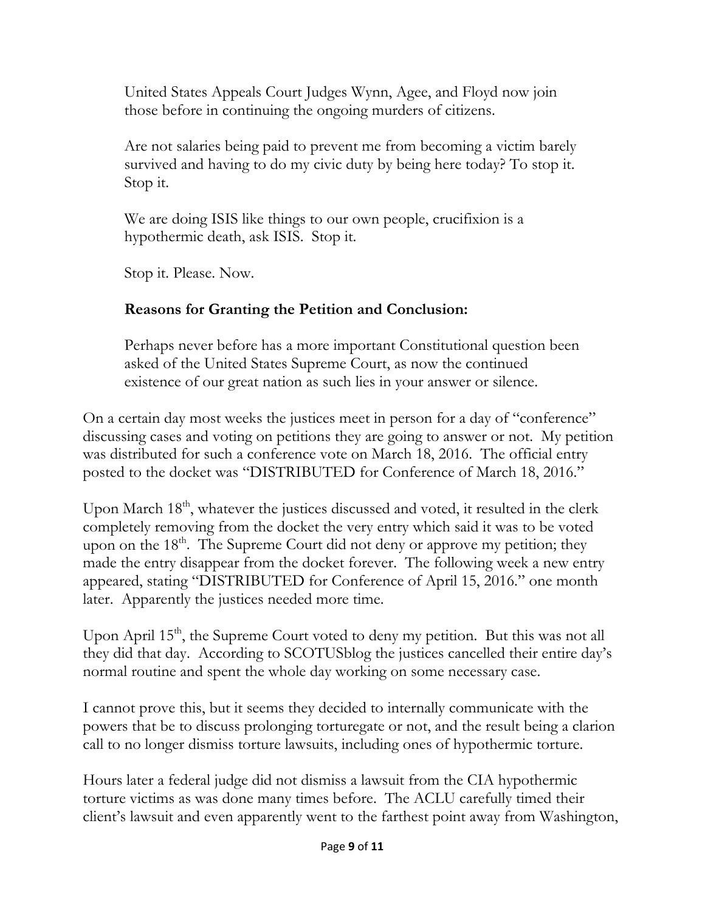United States Appeals Court Judges Wynn, Agee, and Floyd now join those before in continuing the ongoing murders of citizens.

Are not salaries being paid to prevent me from becoming a victim barely survived and having to do my civic duty by being here today? To stop it. Stop it.

We are doing ISIS like things to our own people, crucifixion is a hypothermic death, ask ISIS. Stop it.

Stop it. Please. Now.

**Reasons for Granting the Petition and Conclusion:**

Perhaps never before has a more important Constitutional question been asked of the United States Supreme Court, as now the continued existence of our great nation as such lies in your answer or silence.

On a certain day most weeks the justices meet in person for a day of "conference" discussing cases and voting on petitions they are going to answer or not. My petition was distributed for such a conference vote on March 18, 2016. The official entry posted to the docket was "DISTRIBUTED for Conference of March 18, 2016."

Upon March 18th, whatever the justices discussed and voted, it resulted in the clerk completely removing from the docket the very entry which said it was to be voted upon on the 18th. The Supreme Court did not deny or approve my petition; they made the entry disappear from the docket forever. The following week a new entry appeared, stating "DISTRIBUTED for Conference of April 15, 2016." one month later. Apparently the justices needed more time.

Upon April 15th, the Supreme Court voted to deny my petition. But this was not all they did that day. According to SCOTUSblog the justices cancelled their entire day's normal routine and spent the whole day working on some necessary case.

I cannot prove this, but it seems they decided to internally communicate with the powers that be to discuss prolonging torturegate or not, and the result being a clarion call to no longer dismiss torture lawsuits, including ones of hypothermic torture.

Hours later a federal judge did not dismiss a lawsuit from the CIA hypothermic torture victims as was done many times before. The ACLU carefully timed their client's lawsuit and even apparently went to the farthest point away from Washington,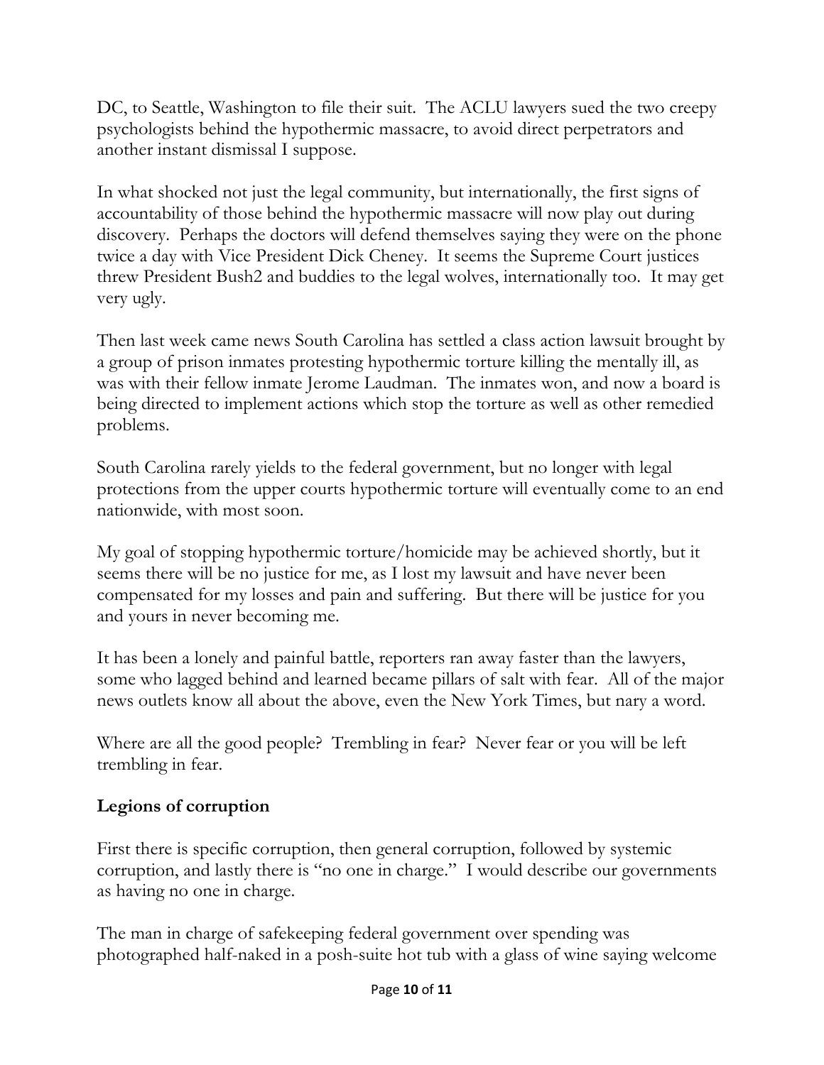DC, to Seattle, Washington to file their suit. The ACLU lawyers sued the two creepy psychologists behind the hypothermic massacre, to avoid direct perpetrators and another instant dismissal I suppose.

In what shocked not just the legal community, but internationally, the first signs of accountability of those behind the hypothermic massacre will now play out during discovery. Perhaps the doctors will defend themselves saying they were on the phone twice a day with Vice President Dick Cheney. It seems the Supreme Court justices threw President Bush2 and buddies to the legal wolves, internationally too. It may get very ugly.

Then last week came news South Carolina has settled a class action lawsuit brought by a group of prison inmates protesting hypothermic torture killing the mentally ill, as was with their fellow inmate Jerome Laudman. The inmates won, and now a board is being directed to implement actions which stop the torture as well as other remedied problems.

South Carolina rarely yields to the federal government, but no longer with legal protections from the upper courts hypothermic torture will eventually come to an end nationwide, with most soon.

My goal of stopping hypothermic torture/homicide may be achieved shortly, but it seems there will be no justice for me, as I lost my lawsuit and have never been compensated for my losses and pain and suffering. But there will be justice for you and yours in never becoming me.

It has been a lonely and painful battle, reporters ran away faster than the lawyers, some who lagged behind and learned became pillars of salt with fear. All of the major news outlets know all about the above, even the New York Times, but nary a word.

Where are all the good people? Trembling in fear? Never fear or you will be left trembling in fear.

## Legions of corruption

First there is specific corruption, then general corruption, followed by systemic corruption, and lastly there is "no one in charge." I would describe our governments as having no one in charge.

The man in charge of safekeeping federal government over spending was photographed half-naked in a posh-suite hot tub with a glass of wine saying welcome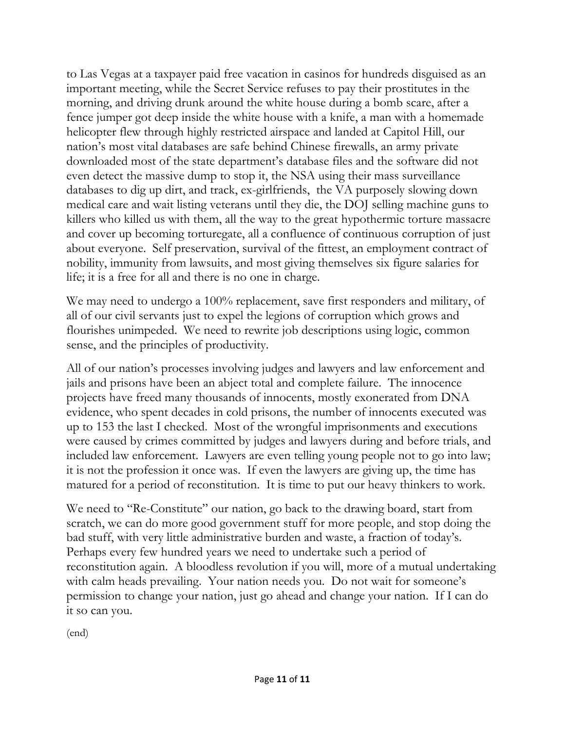to Las Vegas at a taxpayer paid free vacation in casinos for hundreds disguised as an important meeting, while the Secret Service refuses to pay their prostitutes in the morning, and driving drunk around the white house during a bomb scare, after a fence jumper got deep inside the white house with a knife, a man with a homemade helicopter flew through highly restricted airspace and landed at Capitol Hill, our nation's most vital databases are safe behind Chinese firewalls, an army private downloaded most of the state department's database files and the software did not even detect the massive dump to stop it, the NSA using their mass surveillance databases to dig up dirt, and track, ex-girlfriends, the VA purposely slowing down medical care and wait listing veterans until they die, the DOJ selling machine guns to killers who killed us with them, all the way to the great hypothermic torture massacre and cover up becoming torturegate, all a confluence of continuous corruption of just about everyone. Self preservation, survival of the fittest, an employment contract of nobility, immunity from lawsuits, and most giving themselves six figure salaries for life; it is a free for all and there is no one in charge.

We may need to undergo a 100% replacement, save first responders and military, of all of our civil servants just to expel the legions of corruption which grows and flourishes unimpeded. We need to rewrite job descriptions using logic, common sense, and the principles of productivity.

All of our nation's processes involving judges and lawyers and law enforcement and jails and prisons have been an abject total and complete failure. The innocence projects have freed many thousands of innocents, mostly exonerated from DNA evidence, who spent decades in cold prisons, the number of innocents executed was up to 153 the last I checked. Most of the wrongful imprisonments and executions were caused by crimes committed by judges and lawyers during and before trials, and included law enforcement. Lawyers are even telling young people not to go into law; it is not the profession it once was. If even the lawyers are giving up, the time has matured for a period of reconstitution. It is time to put our heavy thinkers to work.

We need to "Re-Constitute" our nation, go back to the drawing board, start from scratch, we can do more good government stuff for more people, and stop doing the bad stuff, with very little administrative burden and waste, a fraction of today's. Perhaps every few hundred years we need to undertake such a period of reconstitution again. A bloodless revolution if you will, more of a mutual undertaking with calm heads prevailing. Your nation needs you. Do not wait for someone's permission to change your nation, just go ahead and change your nation. If I can do it so can you.

(end)